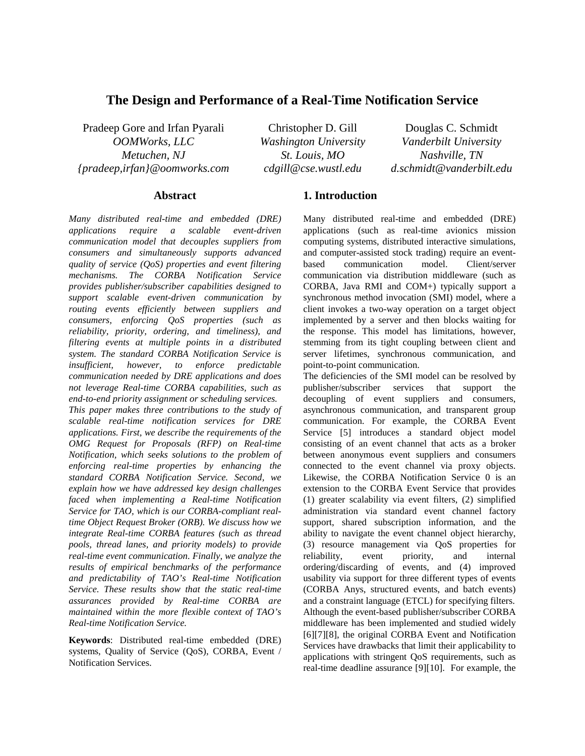# The Design and Performance of a Real-Time Notification Service

Pradeep Gore and Irfan Pyarali
*OOMWorks, LLC*
*Metuchen, NJ*
*{pradeep,irfan}@oomworks.com*

Christopher D. Gill
*Washington University*
*St. Louis, MO*
*cdgill@cse.wustl.edu*

Douglas C. Schmidt
*Vanderbilt University*
*Nashville, TN*
*d.schmidt@vanderbilt.edu*

## Abstract

*Many distributed real-time and embedded (DRE) applications require a scalable event-driven communication model that decouples suppliers from consumers and simultaneously supports advanced quality of service (QoS) properties and event filtering mechanisms. The CORBA Notification Service provides publisher/subscriber capabilities designed to support scalable event-driven communication by routing events efficiently between suppliers and consumers, enforcing QoS properties (such as reliability, priority, ordering, and timeliness), and filtering events at multiple points in a distributed system. The standard CORBA Notification Service is insufficient, however, to enforce predictable communication needed by DRE applications and does not leverage Real-time CORBA capabilities, such as end-to-end priority assignment or scheduling services.*

*This paper makes three contributions to the study of scalable real-time notification services for DRE applications. First, we describe the requirements of the OMG Request for Proposals (RFP) on Real-time Notification, which seeks solutions to the problem of enforcing real-time properties by enhancing the standard CORBA Notification Service. Second, we explain how we have addressed key design challenges faced when implementing a Real-time Notification Service for TAO, which is our CORBA-compliant real-time Object Request Broker (ORB). We discuss how we integrate Real-time CORBA features (such as thread pools, thread lanes, and priority models) to provide real-time event communication. Finally, we analyze the results of empirical benchmarks of the performance and predictability of TAO's Real-time Notification Service. These results show that the static real-time assurances provided by Real-time CORBA are maintained within the more flexible context of TAO's Real-time Notification Service.*

**Keywords**: Distributed real-time embedded (DRE) systems, Quality of Service (QoS), CORBA, Event / Notification Services.

## 1. Introduction

Many distributed real-time and embedded (DRE) applications (such as real-time avionics mission computing systems, distributed interactive simulations, and computer-assisted stock trading) require an event-based communication model. Client/server communication via distribution middleware (such as CORBA, Java RMI and COM+) typically support a synchronous method invocation (SMI) model, where a client invokes a two-way operation on a target object implemented by a server and then blocks waiting for the response. This model has limitations, however, stemming from its tight coupling between client and server lifetimes, synchronous communication, and point-to-point communication.

The deficiencies of the SMI model can be resolved by publisher/subscriber services that support the decoupling of event suppliers and consumers, asynchronous communication, and transparent group communication. For example, the CORBA Event Service [5] introduces a standard object model consisting of an event channel that acts as a broker between anonymous event suppliers and consumers connected to the event channel via proxy objects. Likewise, the CORBA Notification Service 0 is an extension to the CORBA Event Service that provides (1) greater scalability via event filters, (2) simplified administration via standard event channel factory support, shared subscription information, and the ability to navigate the event channel object hierarchy, (3) resource management via QoS properties for reliability, event priority, and internal ordering/discarding of events, and (4) improved usability via support for three different types of events (CORBA Anys, structured events, and batch events) and a constraint language (ETCL) for specifying filters.

Although the event-based publisher/subscriber CORBA middleware has been implemented and studied widely [6][7][8], the original CORBA Event and Notification Services have drawbacks that limit their applicability to applications with stringent QoS requirements, such as real-time deadline assurance [9][10]. For example, the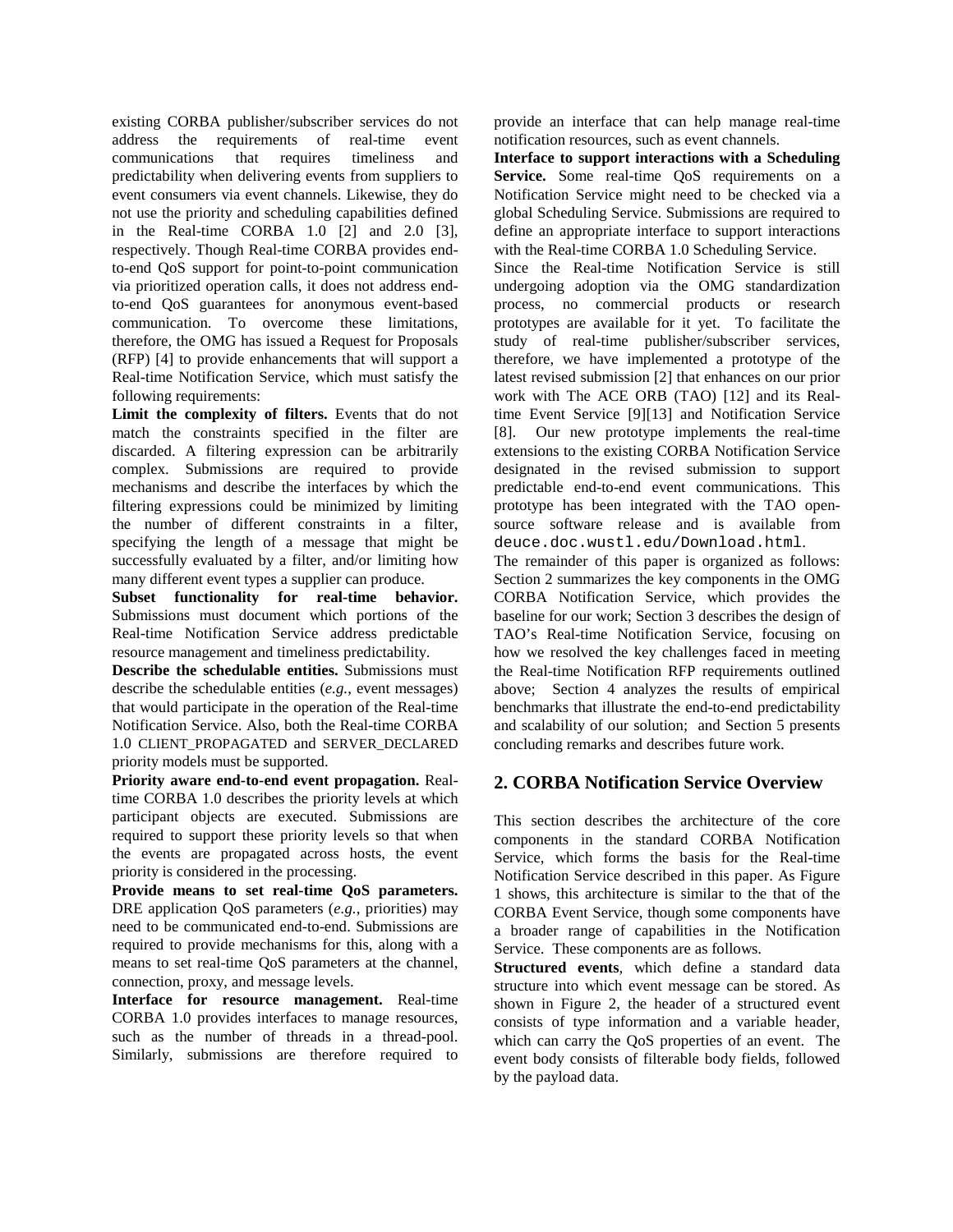existing CORBA publisher/subscriber services do not address the requirements of real-time event communications that requires timeliness and predictability when delivering events from suppliers to event consumers via event channels. Likewise, they do not use the priority and scheduling capabilities defined in the Real-time CORBA 1.0 [2] and 2.0 [3], respectively. Though Real-time CORBA provides end-to-end QoS support for point-to-point communication via prioritized operation calls, it does not address end-to-end QoS guarantees for anonymous event-based communication. To overcome these limitations, therefore, the OMG has issued a Request for Proposals (RFP) [4] to provide enhancements that will support a Real-time Notification Service, which must satisfy the following requirements:

**Limit the complexity of filters.** Events that do not match the constraints specified in the filter are discarded. A filtering expression can be arbitrarily complex. Submissions are required to provide mechanisms and describe the interfaces by which the filtering expressions could be minimized by limiting the number of different constraints in a filter, specifying the length of a message that might be successfully evaluated by a filter, and/or limiting how many different event types a supplier can produce.

**Subset functionality for real-time behavior.** Submissions must document which portions of the Real-time Notification Service address predictable resource management and timeliness predictability.

**Describe the schedulable entities.** Submissions must describe the schedulable entities (*e.g.*, event messages) that would participate in the operation of the Real-time Notification Service. Also, both the Real-time CORBA 1.0 CLIENT_PROPAGATED and SERVER_DECLARED priority models must be supported.

**Priority aware end-to-end event propagation.** Real-time CORBA 1.0 describes the priority levels at which participant objects are executed. Submissions are required to support these priority levels so that when the events are propagated across hosts, the event priority is considered in the processing.

**Provide means to set real-time QoS parameters.** DRE application QoS parameters (*e.g.*, priorities) may need to be communicated end-to-end. Submissions are required to provide mechanisms for this, along with a means to set real-time QoS parameters at the channel, connection, proxy, and message levels.

**Interface for resource management.** Real-time CORBA 1.0 provides interfaces to manage resources, such as the number of threads in a thread-pool. Similarly, submissions are therefore required to provide an interface that can help manage real-time notification resources, such as event channels.

**Interface to support interactions with a Scheduling Service.** Some real-time QoS requirements on a Notification Service might need to be checked via a global Scheduling Service. Submissions are required to define an appropriate interface to support interactions with the Real-time CORBA 1.0 Scheduling Service.

Since the Real-time Notification Service is still undergoing adoption via the OMG standardization process, no commercial products or research prototypes are available for it yet. To facilitate the study of real-time publisher/subscriber services, therefore, we have implemented a prototype of the latest revised submission [2] that enhances on our prior work with The ACE ORB (TAO) [12] and its Real-time Event Service [9][13] and Notification Service [8]. Our new prototype implements the real-time extensions to the existing CORBA Notification Service designated in the revised submission to support predictable end-to-end event communications. This prototype has been integrated with the TAO open-source software release and is available from `deuce.doc.wustl.edu/Download.html`.

The remainder of this paper is organized as follows: Section 2 summarizes the key components in the OMG CORBA Notification Service, which provides the baseline for our work; Section 3 describes the design of TAO's Real-time Notification Service, focusing on how we resolved the key challenges faced in meeting the Real-time Notification RFP requirements outlined above; Section 4 analyzes the results of empirical benchmarks that illustrate the end-to-end predictability and scalability of our solution; and Section 5 presents concluding remarks and describes future work.

## 2. CORBA Notification Service Overview

This section describes the architecture of the core components in the standard CORBA Notification Service, which forms the basis for the Real-time Notification Service described in this paper. As Figure 1 shows, this architecture is similar to the that of the CORBA Event Service, though some components have a broader range of capabilities in the Notification Service. These components are as follows.

**Structured events**, which define a standard data structure into which event message can be stored. As shown in Figure 2, the header of a structured event consists of type information and a variable header, which can carry the QoS properties of an event. The event body consists of filterable body fields, followed by the payload data.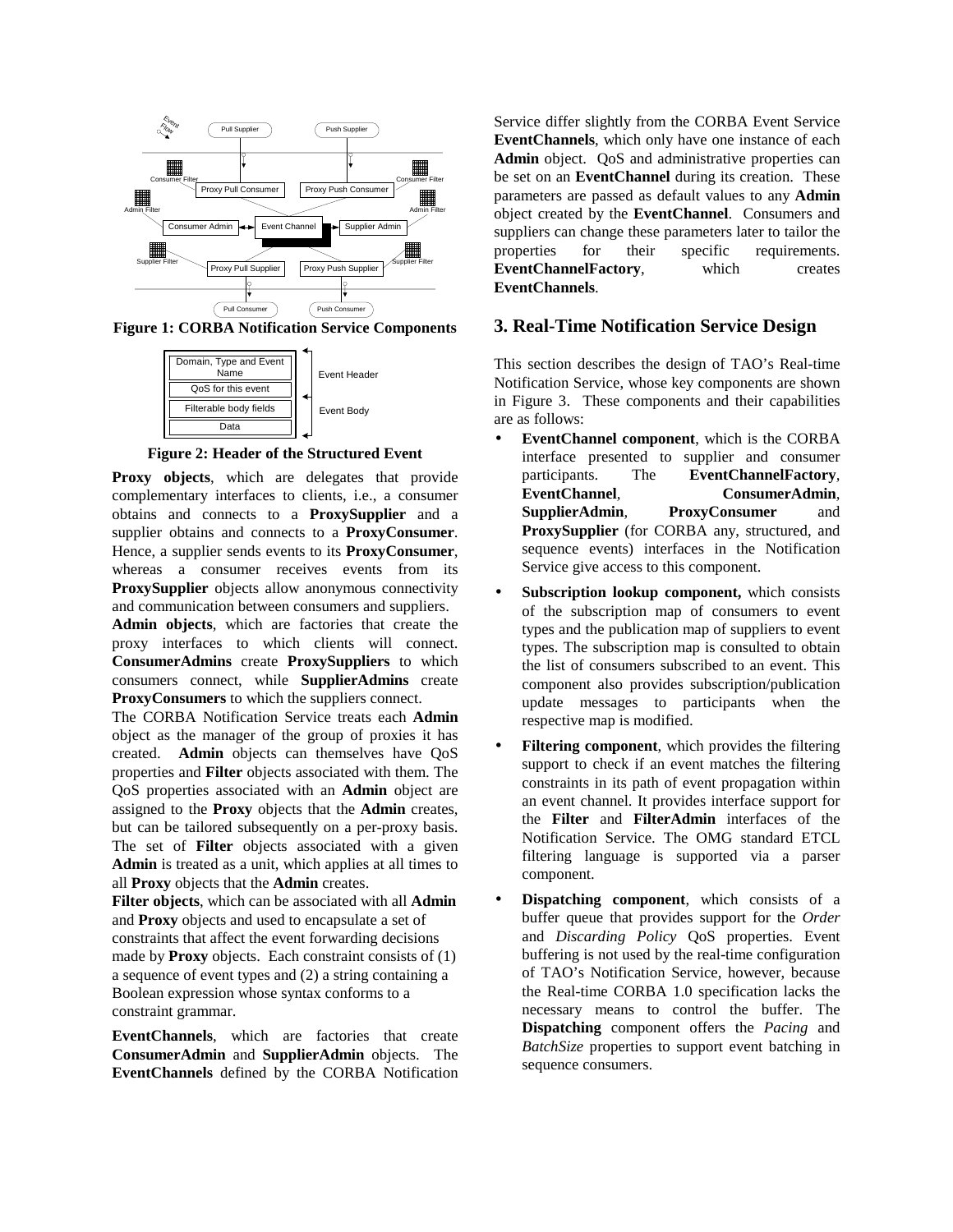**Figure 1: CORBA Notification Service Components**

**Figure 2: Header of the Structured Event**

**Proxy objects**, which are delegates that provide complementary interfaces to clients, i.e., a consumer obtains and connects to a **ProxySupplier** and a supplier obtains and connects to a **ProxyConsumer**. Hence, a supplier sends events to its **ProxyConsumer**, whereas a consumer receives events from its **ProxySupplier** objects allow anonymous connectivity and communication between consumers and suppliers.

**Admin objects**, which are factories that create the proxy interfaces to which clients will connect. **ConsumerAdmins** create **ProxySuppliers** to which consumers connect, while **SupplierAdmins** create **ProxyConsumers** to which the suppliers connect.

The CORBA Notification Service treats each **Admin** object as the manager of the group of proxies it has created. **Admin** objects can themselves have QoS properties and **Filter** objects associated with them. The QoS properties associated with an **Admin** object are assigned to the **Proxy** objects that the **Admin** creates, but can be tailored subsequently on a per-proxy basis. The set of **Filter** objects associated with a given **Admin** is treated as a unit, which applies at all times to all **Proxy** objects that the **Admin** creates.

**Filter objects**, which can be associated with all **Admin** and **Proxy** objects and used to encapsulate a set of constraints that affect the event forwarding decisions made by **Proxy** objects. Each constraint consists of (1) a sequence of event types and (2) a string containing a Boolean expression whose syntax conforms to a constraint grammar.

**EventChannels**, which are factories that create **ConsumerAdmin** and **SupplierAdmin** objects. The **EventChannels** defined by the CORBA Notification Service differ slightly from the CORBA Event Service **EventChannels**, which only have one instance of each **Admin** object. QoS and administrative properties can be set on an **EventChannel** during its creation. These parameters are passed as default values to any **Admin** object created by the **EventChannel**. Consumers and suppliers can change these parameters later to tailor the properties for their specific requirements. **EventChannelFactory**, which creates **EventChannels**.

## 3. Real-Time Notification Service Design

This section describes the design of TAO's Real-time Notification Service, whose key components are shown in Figure 3. These components and their capabilities are as follows:

- **EventChannel component**, which is the CORBA interface presented to supplier and consumer participants. The **EventChannelFactory**, **EventChannel**, **ConsumerAdmin**, **SupplierAdmin**, **ProxyConsumer** and **ProxySupplier** (for CORBA any, structured, and sequence events) interfaces in the Notification Service give access to this component.
- **Subscription lookup component,** which consists of the subscription map of consumers to event types and the publication map of suppliers to event types. The subscription map is consulted to obtain the list of consumers subscribed to an event. This component also provides subscription/publication update messages to participants when the respective map is modified.
- **Filtering component**, which provides the filtering support to check if an event matches the filtering constraints in its path of event propagation within an event channel. It provides interface support for the **Filter** and **FilterAdmin** interfaces of the Notification Service. The OMG standard ETCL filtering language is supported via a parser component.
- **Dispatching component**, which consists of a buffer queue that provides support for the *Order* and *Discarding Policy* QoS properties. Event buffering is not used by the real-time configuration of TAO's Notification Service, however, because the Real-time CORBA 1.0 specification lacks the necessary means to control the buffer. The **Dispatching** component offers the *Pacing* and *BatchSize* properties to support event batching in sequence consumers.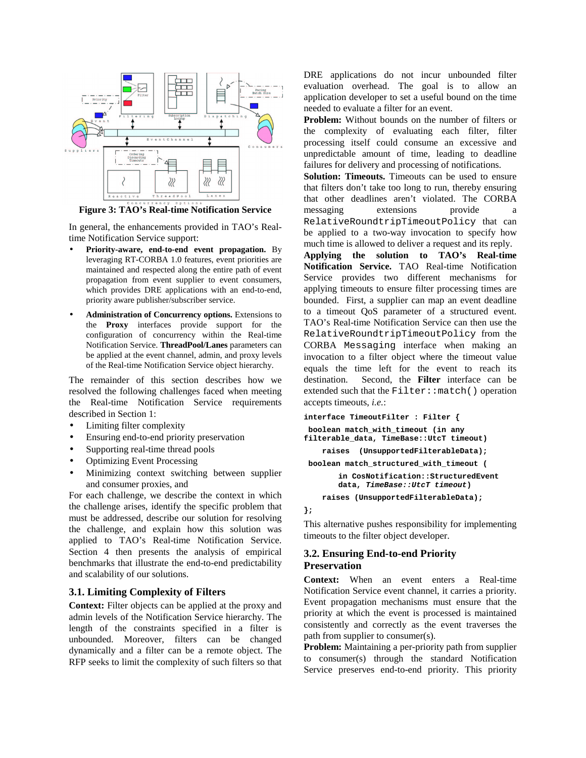Figure 3: TAO's Real-time Notification Service

In general, the enhancements provided in TAO's Real-time Notification Service support:

- **Priority-aware, end-to-end event propagation.** By leveraging RT-CORBA 1.0 features, event priorities are maintained and respected along the entire path of event propagation from event supplier to event consumers, which provides DRE applications with an end-to-end, priority aware publisher/subscriber service.
- **Administration of Concurrency options.** Extensions to the **Proxy** interfaces provide support for the configuration of concurrency within the Real-time Notification Service. **ThreadPool/Lanes** parameters can be applied at the event channel, admin, and proxy levels of the Real-time Notification Service object hierarchy.

The remainder of this section describes how we resolved the following challenges faced when meeting the Real-time Notification Service requirements described in Section 1:

- Limiting filter complexity
- Ensuring end-to-end priority preservation
- Supporting real-time thread pools
- Optimizing Event Processing
- Minimizing context switching between supplier and consumer proxies, and

For each challenge, we describe the context in which the challenge arises, identify the specific problem that must be addressed, describe our solution for resolving the challenge, and explain how this solution was applied to TAO's Real-time Notification Service. Section 4 then presents the analysis of empirical benchmarks that illustrate the end-to-end predictability and scalability of our solutions.

### 3.1. Limiting Complexity of Filters

**Context:** Filter objects can be applied at the proxy and admin levels of the Notification Service hierarchy. The length of the constraints specified in a filter is unbounded. Moreover, filters can be changed dynamically and a filter can be a remote object. The RFP seeks to limit the complexity of such filters so that DRE applications do not incur unbounded filter evaluation overhead. The goal is to allow an application developer to set a useful bound on the time needed to evaluate a filter for an event.

**Problem:** Without bounds on the number of filters or the complexity of evaluating each filter, filter processing itself could consume an excessive and unpredictable amount of time, leading to deadline failures for delivery and processing of notifications.

**Solution: Timeouts.** Timeouts can be used to ensure that filters don't take too long to run, thereby ensuring that other deadlines aren't violated. The CORBA messaging extensions provide a `RelativeRoundtripTimeoutPolicy` that can be applied to a two-way invocation to specify how much time is allowed to deliver a request and its reply.

**Applying the solution to TAO's Real-time Notification Service.** TAO Real-time Notification Service provides two different mechanisms for applying timeouts to ensure filter processing times are bounded. First, a supplier can map an event deadline to a timeout QoS parameter of a structured event. TAO's Real-time Notification Service can then use the `RelativeRoundtripTimeoutPolicy` from the CORBA `Messaging` interface when making an invocation to a filter object where the timeout value equals the time left for the event to reach its destination. Second, the **Filter** interface can be extended such that the `Filter::match()` operation accepts timeouts, *i.e.*:

```
interface TimeoutFilter : Filter {
 boolean match_with_timeout (in any
filterable_data, TimeBase::UtcT timeout)
    raises  (UnsupportedFilterableData);
 boolean match_structured_with_timeout (
        in CosNotification::StructuredEvent
        data, TimeBase::UtcT timeout)
    raises (UnsupportedFilterableData);
};
```

This alternative pushes responsibility for implementing timeouts to the filter object developer.

### 3.2. Ensuring End-to-end Priority Preservation

**Context:** When an event enters a Real-time Notification Service event channel, it carries a priority. Event propagation mechanisms must ensure that the priority at which the event is processed is maintained consistently and correctly as the event traverses the path from supplier to consumer(s).

**Problem:** Maintaining a per-priority path from supplier to consumer(s) through the standard Notification Service preserves end-to-end priority. This priority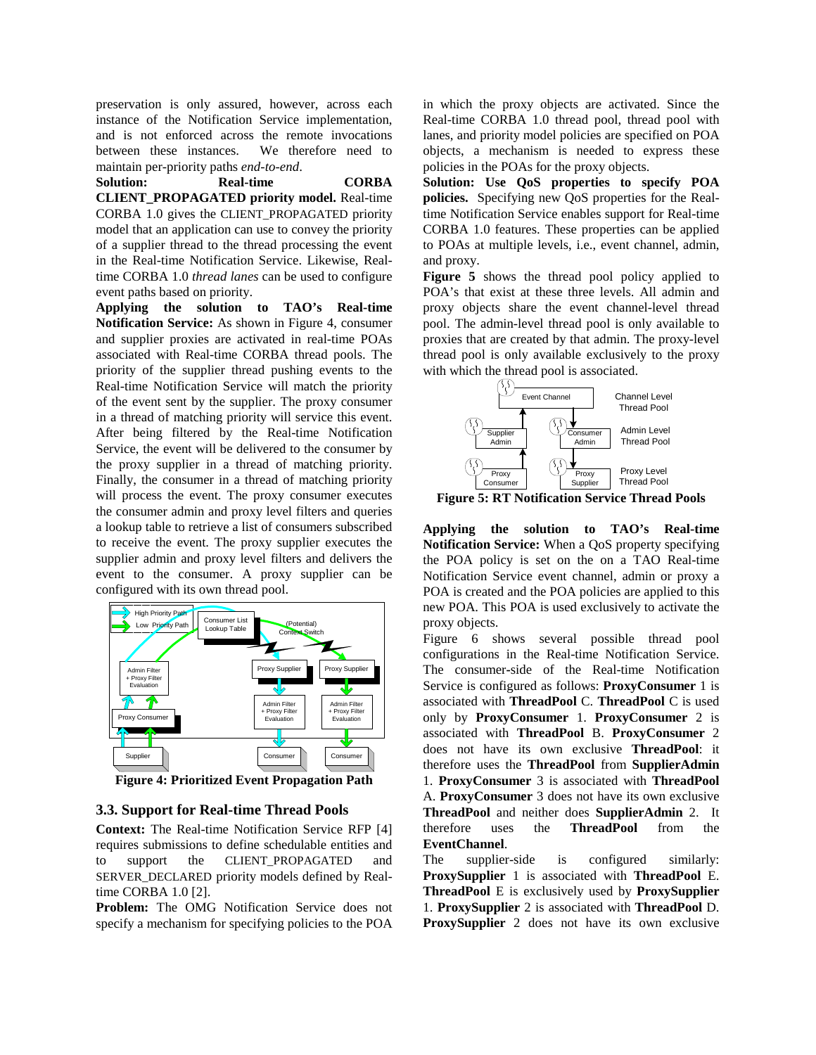preservation is only assured, however, across each instance of the Notification Service implementation, and is not enforced across the remote invocations between these instances. We therefore need to maintain per-priority paths *end-to-end*.

**Solution: Real-time CORBA CLIENT_PROPAGATED priority model.** Real-time CORBA 1.0 gives the CLIENT_PROPAGATED priority model that an application can use to convey the priority of a supplier thread to the thread processing the event in the Real-time Notification Service. Likewise, Real-time CORBA 1.0 *thread lanes* can be used to configure event paths based on priority.

**Applying the solution to TAO's Real-time Notification Service:** As shown in Figure 4, consumer and supplier proxies are activated in real-time POAs associated with Real-time CORBA thread pools. The priority of the supplier thread pushing events to the Real-time Notification Service will match the priority of the event sent by the supplier. The proxy consumer in a thread of matching priority will service this event. After being filtered by the Real-time Notification Service, the event will be delivered to the consumer by the proxy supplier in a thread of matching priority. Finally, the consumer in a thread of matching priority will process the event. The proxy consumer executes the consumer admin and proxy level filters and queries a lookup table to retrieve a list of consumers subscribed to receive the event. The proxy supplier executes the supplier admin and proxy level filters and delivers the event to the consumer. A proxy supplier can be configured with its own thread pool.

**Figure 4: Prioritized Event Propagation Path**

### 3.3. Support for Real-time Thread Pools

**Context:** The Real-time Notification Service RFP [4] requires submissions to define schedulable entities and to support the CLIENT_PROPAGATED and SERVER_DECLARED priority models defined by Real-time CORBA 1.0 [2].

**Problem:** The OMG Notification Service does not specify a mechanism for specifying policies to the POA in which the proxy objects are activated. Since the Real-time CORBA 1.0 thread pool, thread pool with lanes, and priority model policies are specified on POA objects, a mechanism is needed to express these policies in the POAs for the proxy objects.

**Solution: Use QoS properties to specify POA policies.** Specifying new QoS properties for the Real-time Notification Service enables support for Real-time CORBA 1.0 features. These properties can be applied to POAs at multiple levels, i.e., event channel, admin, and proxy.

**Figure 5** shows the thread pool policy applied to POA's that exist at these three levels. All admin and proxy objects share the event channel-level thread pool. The admin-level thread pool is only available to proxies that are created by that admin. The proxy-level thread pool is only available exclusively to the proxy with which the thread pool is associated.

**Figure 5: RT Notification Service Thread Pools**

**Applying the solution to TAO's Real-time Notification Service:** When a QoS property specifying the POA policy is set on the on a TAO Real-time Notification Service event channel, admin or proxy a POA is created and the POA policies are applied to this new POA. This POA is used exclusively to activate the proxy objects.

Figure 6 shows several possible thread pool configurations in the Real-time Notification Service. The consumer-side of the Real-time Notification Service is configured as follows: **ProxyConsumer** 1 is associated with **ThreadPool** C. **ThreadPool** C is used only by **ProxyConsumer** 1. **ProxyConsumer** 2 is associated with **ThreadPool** B. **ProxyConsumer** 2 does not have its own exclusive **ThreadPool**: it therefore uses the **ThreadPool** from **SupplierAdmin** 1. **ProxyConsumer** 3 is associated with **ThreadPool** A. **ProxyConsumer** 3 does not have its own exclusive **ThreadPool** and neither does **SupplierAdmin** 2. It therefore uses the **ThreadPool** from the **EventChannel**.

The supplier-side is configured similarly: **ProxySupplier** 1 is associated with **ThreadPool** E. **ThreadPool** E is exclusively used by **ProxySupplier** 1. **ProxySupplier** 2 is associated with **ThreadPool** D. **ProxySupplier** 2 does not have its own exclusive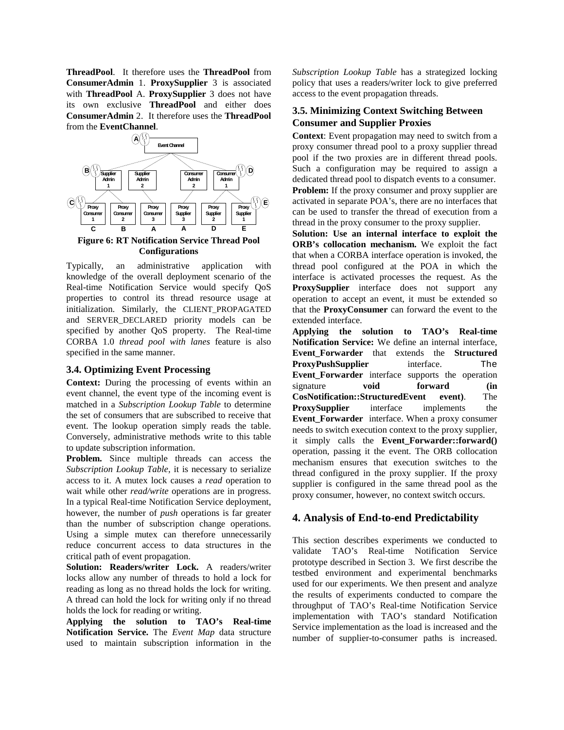**ThreadPool**. It therefore uses the **ThreadPool** from **ConsumerAdmin** 1. **ProxySupplier** 3 is associated with **ThreadPool** A. **ProxySupplier** 3 does not have its own exclusive **ThreadPool** and either does **ConsumerAdmin** 2. It therefore uses the **ThreadPool** from the **EventChannel**.

**Figure 6: RT Notification Service Thread Pool Configurations**

Typically, an administrative application with knowledge of the overall deployment scenario of the Real-time Notification Service would specify QoS properties to control its thread resource usage at initialization. Similarly, the CLIENT_PROPAGATED and SERVER_DECLARED priority models can be specified by another QoS property. The Real-time CORBA 1.0 *thread pool with lanes* feature is also specified in the same manner.

### 3.4. Optimizing Event Processing

**Context:** During the processing of events within an event channel, the event type of the incoming event is matched in a *Subscription Lookup Table* to determine the set of consumers that are subscribed to receive that event. The lookup operation simply reads the table. Conversely, administrative methods write to this table to update subscription information.

**Problem.** Since multiple threads can access the *Subscription Lookup Table*, it is necessary to serialize access to it. A mutex lock causes a *read* operation to wait while other *read/write* operations are in progress. In a typical Real-time Notification Service deployment, however, the number of *push* operations is far greater than the number of subscription change operations. Using a simple mutex can therefore unnecessarily reduce concurrent access to data structures in the critical path of event propagation.

**Solution: Readers/writer Lock.** A readers/writer locks allow any number of threads to hold a lock for reading as long as no thread holds the lock for writing. A thread can hold the lock for writing only if no thread holds the lock for reading or writing.

**Applying the solution to TAO's Real-time Notification Service.** The *Event Map* data structure used to maintain subscription information in the *Subscription Lookup Table* has a strategized locking policy that uses a readers/writer lock to give preferred access to the event propagation threads.

### 3.5. Minimizing Context Switching Between Consumer and Supplier Proxies

**Context**: Event propagation may need to switch from a proxy consumer thread pool to a proxy supplier thread pool if the two proxies are in different thread pools. Such a configuration may be required to assign a dedicated thread pool to dispatch events to a consumer.

**Problem:** If the proxy consumer and proxy supplier are activated in separate POA's, there are no interfaces that can be used to transfer the thread of execution from a thread in the proxy consumer to the proxy supplier.

**Solution: Use an internal interface to exploit the ORB's collocation mechanism.** We exploit the fact that when a CORBA interface operation is invoked, the thread pool configured at the POA in which the interface is activated processes the request. As the **ProxySupplier** interface does not support any operation to accept an event, it must be extended so that the **ProxyConsumer** can forward the event to the extended interface.

**Applying the solution to TAO's Real-time Notification Service:** We define an internal interface, **Event_Forwarder** that extends the **Structured ProxyPushSupplier** interface. The **Event_Forwarder** interface supports the operation signature **void forward (in CosNotification::StructuredEvent event)**. The **ProxySupplier** interface implements the **Event_Forwarder** interface. When a proxy consumer needs to switch execution context to the proxy supplier, it simply calls the **Event_Forwarder::forward()** operation, passing it the event. The ORB collocation mechanism ensures that execution switches to the thread configured in the proxy supplier. If the proxy supplier is configured in the same thread pool as the proxy consumer, however, no context switch occurs.

## 4. Analysis of End-to-end Predictability

This section describes experiments we conducted to validate TAO's Real-time Notification Service prototype described in Section 3. We first describe the testbed environment and experimental benchmarks used for our experiments. We then present and analyze the results of experiments conducted to compare the throughput of TAO's Real-time Notification Service implementation with TAO's standard Notification Service implementation as the load is increased and the number of supplier-to-consumer paths is increased.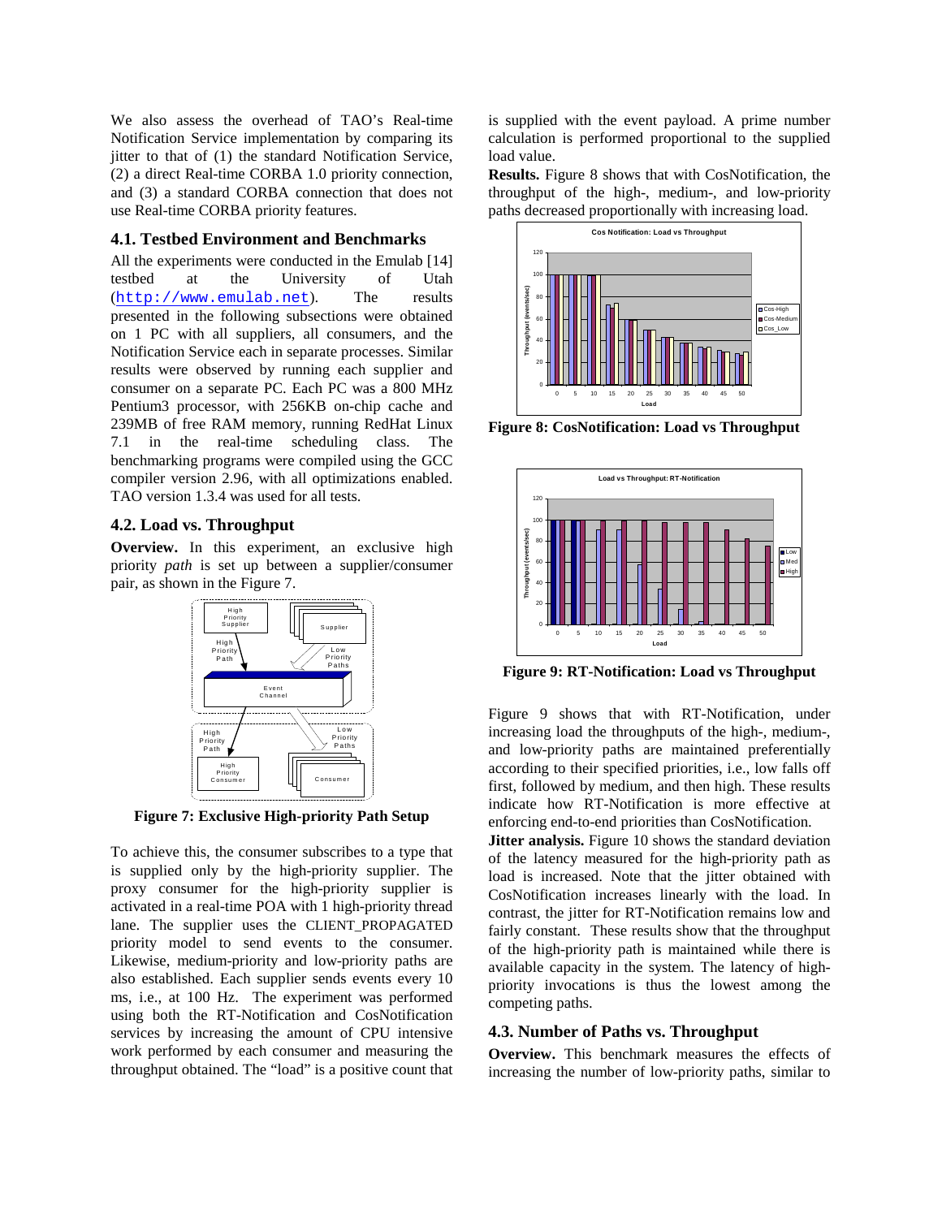We also assess the overhead of TAO's Real-time Notification Service implementation by comparing its jitter to that of (1) the standard Notification Service, (2) a direct Real-time CORBA 1.0 priority connection, and (3) a standard CORBA connection that does not use Real-time CORBA priority features.

### 4.1. Testbed Environment and Benchmarks

All the experiments were conducted in the Emulab [14] testbed at the University of Utah (http://www.emulab.net). The results presented in the following subsections were obtained on 1 PC with all suppliers, all consumers, and the Notification Service each in separate processes. Similar results were observed by running each supplier and consumer on a separate PC. Each PC was a 800 MHz Pentium3 processor, with 256KB on-chip cache and 239MB of free RAM memory, running RedHat Linux 7.1 in the real-time scheduling class. The benchmarking programs were compiled using the GCC compiler version 2.96, with all optimizations enabled. TAO version 1.3.4 was used for all tests.

### 4.2. Load vs. Throughput

**Overview.** In this experiment, an exclusive high priority *path* is set up between a supplier/consumer pair, as shown in the Figure 7.

**Figure 7: Exclusive High-priority Path Setup**

To achieve this, the consumer subscribes to a type that is supplied only by the high-priority supplier. The proxy consumer for the high-priority supplier is activated in a real-time POA with 1 high-priority thread lane. The supplier uses the CLIENT_PROPAGATED priority model to send events to the consumer. Likewise, medium-priority and low-priority paths are also established. Each supplier sends events every 10 ms, i.e., at 100 Hz. The experiment was performed using both the RT-Notification and CosNotification services by increasing the amount of CPU intensive work performed by each consumer and measuring the throughput obtained. The "load" is a positive count that is supplied with the event payload. A prime number calculation is performed proportional to the supplied load value.

**Results.** Figure 8 shows that with CosNotification, the throughput of the high-, medium-, and low-priority paths decreased proportionally with increasing load.

**Figure 8: CosNotification: Load vs Throughput**

**Figure 9: RT-Notification: Load vs Throughput**

Figure 9 shows that with RT-Notification, under increasing load the throughputs of the high-, medium-, and low-priority paths are maintained preferentially according to their specified priorities, i.e., low falls off first, followed by medium, and then high. These results indicate how RT-Notification is more effective at enforcing end-to-end priorities than CosNotification.

**Jitter analysis.** Figure 10 shows the standard deviation of the latency measured for the high-priority path as load is increased. Note that the jitter obtained with CosNotification increases linearly with the load. In contrast, the jitter for RT-Notification remains low and fairly constant. These results show that the throughput of the high-priority path is maintained while there is available capacity in the system. The latency of high-priority invocations is thus the lowest among the competing paths.

### 4.3. Number of Paths vs. Throughput

**Overview.** This benchmark measures the effects of increasing the number of low-priority paths, similar to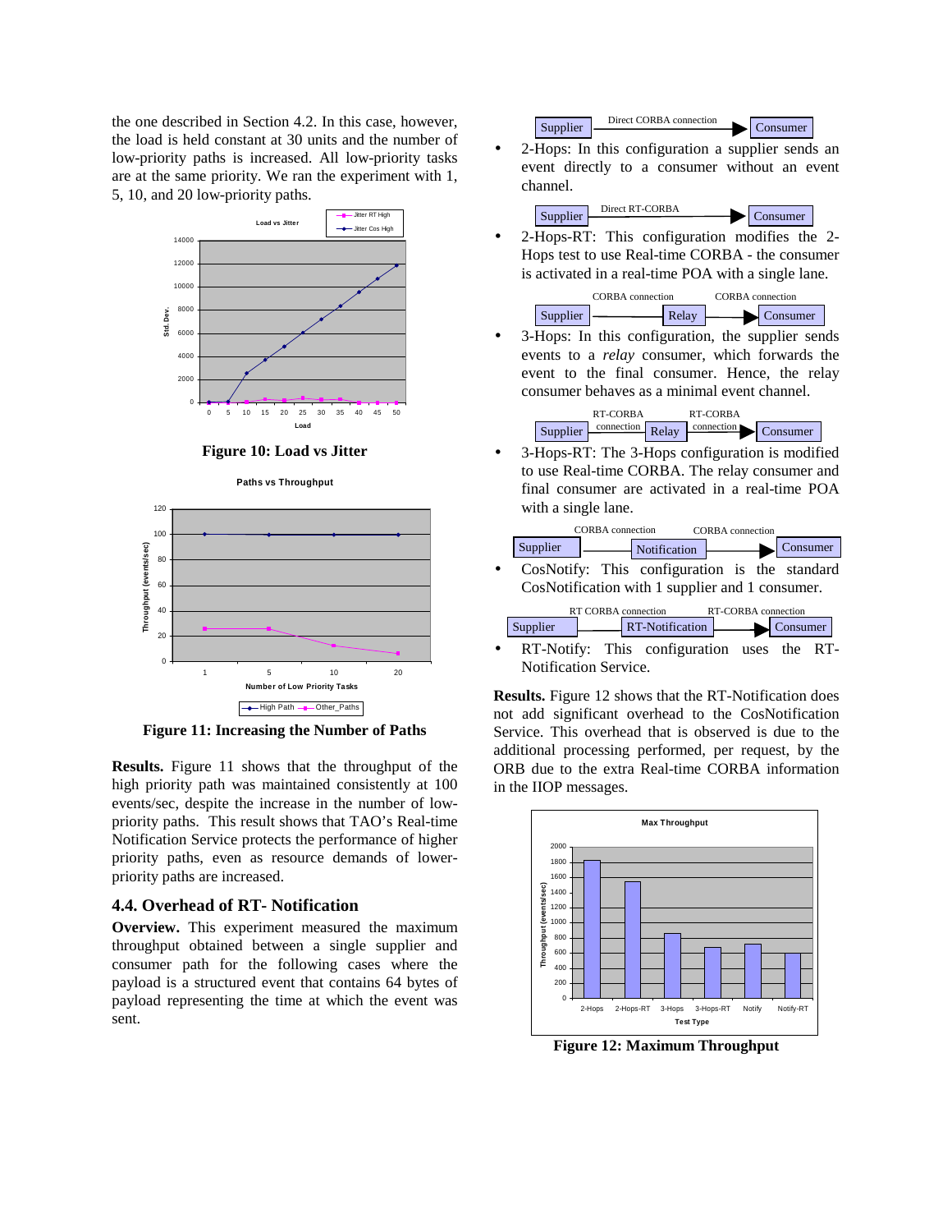the one described in Section 4.2. In this case, however, the load is held constant at 30 units and the number of low-priority paths is increased. All low-priority tasks are at the same priority. We ran the experiment with 1, 5, 10, and 20 low-priority paths.

**Figure 10: Load vs Jitter**

**Figure 11: Increasing the Number of Paths**

**Results.** Figure 11 shows that the throughput of the high priority path was maintained consistently at 100 events/sec, despite the increase in the number of low-priority paths. This result shows that TAO's Real-time Notification Service protects the performance of higher priority paths, even as resource demands of lower-priority paths are increased.

### 4.4. Overhead of RT- Notification

**Overview.** This experiment measured the maximum throughput obtained between a single supplier and consumer path for the following cases where the payload is a structured event that contains 64 bytes of payload representing the time at which the event was sent.

- 2-Hops: In this configuration a supplier sends an event directly to a consumer without an event channel.
- 2-Hops-RT: This configuration modifies the 2-Hops test to use Real-time CORBA - the consumer is activated in a real-time POA with a single lane.
- 3-Hops: In this configuration, the supplier sends events to a *relay* consumer, which forwards the event to the final consumer. Hence, the relay consumer behaves as a minimal event channel.
- 3-Hops-RT: The 3-Hops configuration is modified to use Real-time CORBA. The relay consumer and final consumer are activated in a real-time POA with a single lane.
- CosNotify: This configuration is the standard CosNotification with 1 supplier and 1 consumer.
- RT-Notify: This configuration uses the RT-Notification Service.

**Results.** Figure 12 shows that the RT-Notification does not add significant overhead to the CosNotification Service. This overhead that is observed is due to the additional processing performed, per request, by the ORB due to the extra Real-time CORBA information in the IIOP messages.

**Figure 12: Maximum Throughput**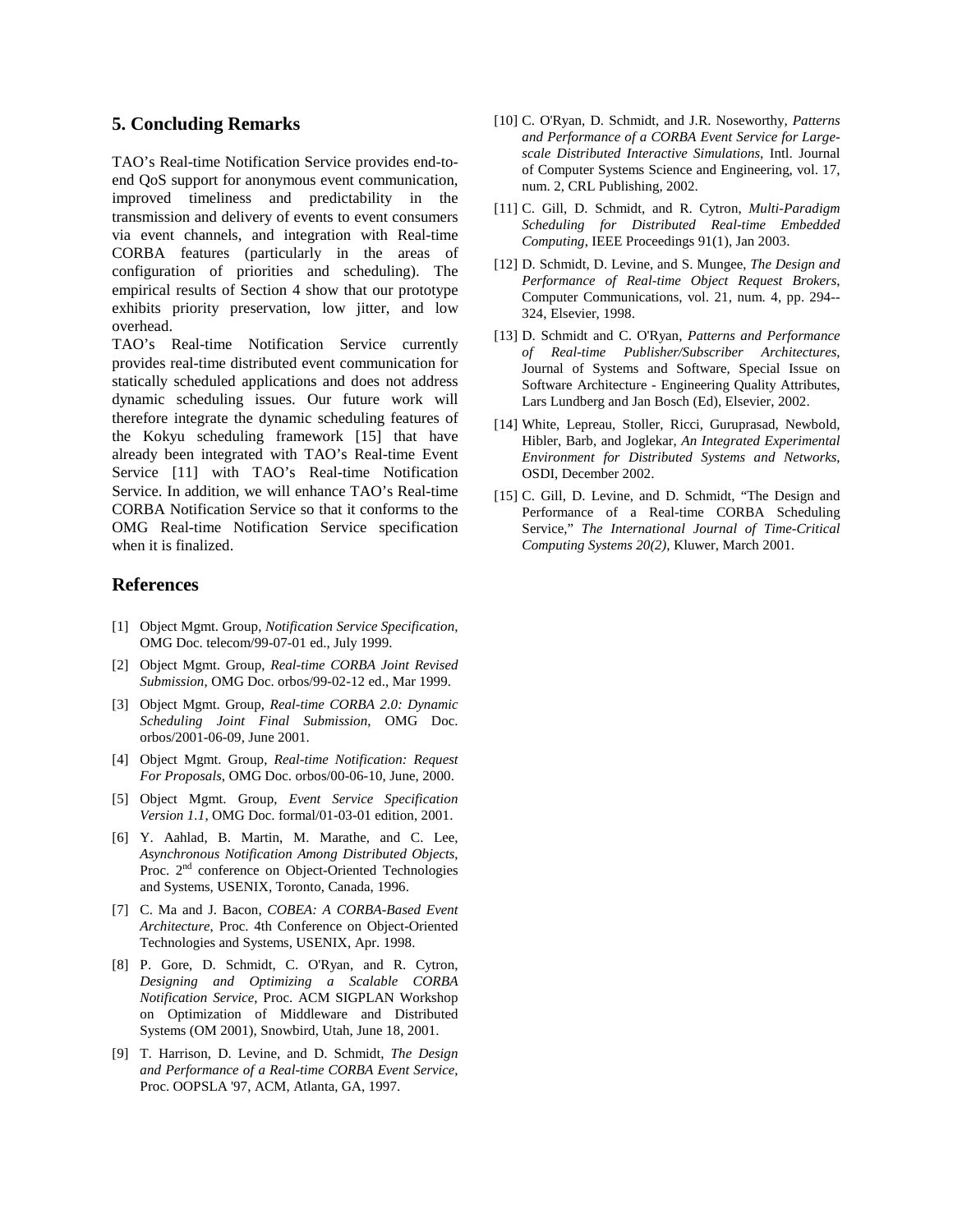## 5. Concluding Remarks

TAO's Real-time Notification Service provides end-to-end QoS support for anonymous event communication, improved timeliness and predictability in the transmission and delivery of events to event consumers via event channels, and integration with Real-time CORBA features (particularly in the areas of configuration of priorities and scheduling). The empirical results of Section 4 show that our prototype exhibits priority preservation, low jitter, and low overhead.

TAO's Real-time Notification Service currently provides real-time distributed event communication for statically scheduled applications and does not address dynamic scheduling issues. Our future work will therefore integrate the dynamic scheduling features of the Kokyu scheduling framework [15] that have already been integrated with TAO's Real-time Event Service [11] with TAO's Real-time Notification Service. In addition, we will enhance TAO's Real-time CORBA Notification Service so that it conforms to the OMG Real-time Notification Service specification when it is finalized.

## References

[1] Object Mgmt. Group, *Notification Service Specification*, OMG Doc. telecom/99-07-01 ed., July 1999.

[2] Object Mgmt. Group, *Real-time CORBA Joint Revised Submission*, OMG Doc. orbos/99-02-12 ed., Mar 1999.

[3] Object Mgmt. Group, *Real-time CORBA 2.0: Dynamic Scheduling Joint Final Submission*, OMG Doc. orbos/2001-06-09, June 2001.

[4] Object Mgmt. Group, *Real-time Notification: Request For Proposals*, OMG Doc. orbos/00-06-10, June, 2000.

[5] Object Mgmt. Group, *Event Service Specification Version 1.1*, OMG Doc. formal/01-03-01 edition, 2001.

[6] Y. Aahlad, B. Martin, M. Marathe, and C. Lee, *Asynchronous Notification Among Distributed Objects*, Proc. 2nd conference on Object-Oriented Technologies and Systems, USENIX, Toronto, Canada, 1996.

[7] C. Ma and J. Bacon, *COBEA: A CORBA-Based Event Architecture*, Proc. 4th Conference on Object-Oriented Technologies and Systems, USENIX, Apr. 1998.

[8] P. Gore, D. Schmidt, C. O'Ryan, and R. Cytron, *Designing and Optimizing a Scalable CORBA Notification Service*, Proc. ACM SIGPLAN Workshop on Optimization of Middleware and Distributed Systems (OM 2001), Snowbird, Utah, June 18, 2001.

[9] T. Harrison, D. Levine, and D. Schmidt, *The Design and Performance of a Real-time CORBA Event Service*, Proc. OOPSLA '97, ACM, Atlanta, GA, 1997.

[10] C. O'Ryan, D. Schmidt, and J.R. Noseworthy, *Patterns and Performance of a CORBA Event Service for Large-scale Distributed Interactive Simulations*, Intl. Journal of Computer Systems Science and Engineering, vol. 17, num. 2, CRL Publishing, 2002.

[11] C. Gill, D. Schmidt, and R. Cytron, *Multi-Paradigm Scheduling for Distributed Real-time Embedded Computing*, IEEE Proceedings 91(1), Jan 2003.

[12] D. Schmidt, D. Levine, and S. Mungee, *The Design and Performance of Real-time Object Request Brokers*, Computer Communications, vol. 21, num. 4, pp. 294--324, Elsevier, 1998.

[13] D. Schmidt and C. O'Ryan, *Patterns and Performance of Real-time Publisher/Subscriber Architectures*, Journal of Systems and Software, Special Issue on Software Architecture - Engineering Quality Attributes, Lars Lundberg and Jan Bosch (Ed), Elsevier, 2002.

[14] White, Lepreau, Stoller, Ricci, Guruprasad, Newbold, Hibler, Barb, and Joglekar, *An Integrated Experimental Environment for Distributed Systems and Networks*, OSDI, December 2002.

[15] C. Gill, D. Levine, and D. Schmidt, "The Design and Performance of a Real-time CORBA Scheduling Service," *The International Journal of Time-Critical Computing Systems 20(2)*, Kluwer, March 2001.